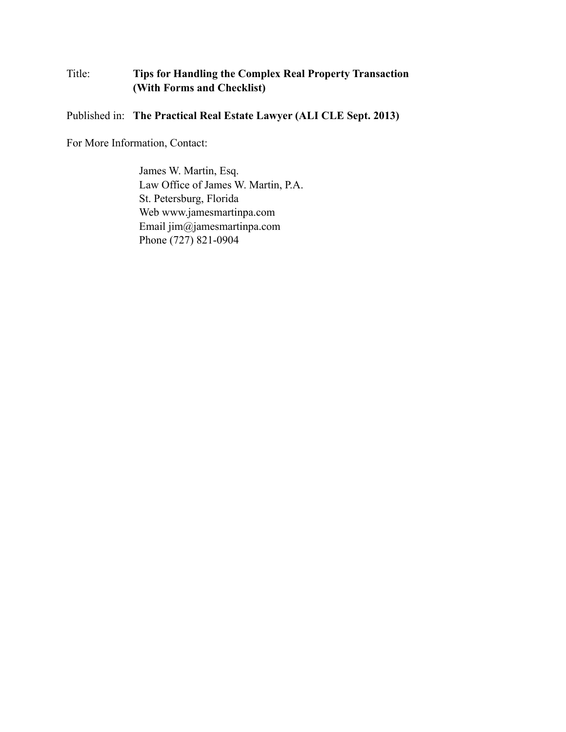Title: **Tips for Handling the Complex Real Property Transaction (With Forms and Checklist)**

Published in: **The Practical Real Estate Lawyer (ALI CLE Sept. 2013)**

For More Information, Contact:

James W. Martin, Esq.
Law Office of James W. Martin, P.A.
St. Petersburg, Florida
Web www.jamesmartinpa.com
Email jim@jamesmartinpa.com
Phone (727) 821-0904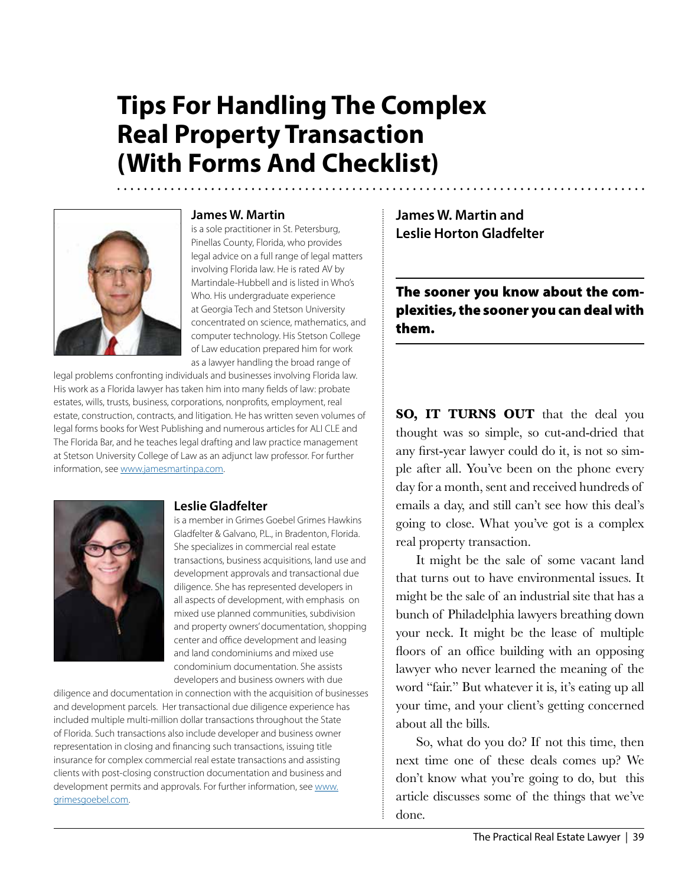# Tips For Handling The Complex Real Property Transaction (With Forms And Checklist)

**James W. Martin and Leslie Horton Gladfelter**

**James W. Martin** is a sole practitioner in St. Petersburg, Pinellas County, Florida, who provides legal advice on a full range of legal matters involving Florida law. He is rated AV by Martindale-Hubbell and is listed in Who's Who. His undergraduate experience at Georgia Tech and Stetson University concentrated on science, mathematics, and computer technology. His Stetson College of Law education prepared him for work as a lawyer handling the broad range of legal problems confronting individuals and businesses involving Florida law. His work as a Florida lawyer has taken him into many fields of law: probate estates, wills, trusts, business, corporations, nonprofits, employment, real estate, construction, contracts, and litigation. He has written seven volumes of legal forms books for West Publishing and numerous articles for ALI CLE and The Florida Bar, and he teaches legal drafting and law practice management at Stetson University College of Law as an adjunct law professor. For further information, see www.jamesmartinpa.com.

**Leslie Gladfelter** is a member in Grimes Goebel Grimes Hawkins Gladfelter & Galvano, P.L., in Bradenton, Florida. She specializes in commercial real estate transactions, business acquisitions, land use and development approvals and transactional due diligence. She has represented developers in all aspects of development, with emphasis on mixed use planned communities, subdivision and property owners' documentation, shopping center and office development and leasing and land condominiums and mixed use condominium documentation. She assists developers and business owners with due diligence and documentation in connection with the acquisition of businesses and development parcels. Her transactional due diligence experience has included multiple multi-million dollar transactions throughout the State of Florida. Such transactions also include developer and business owner representation in closing and financing such transactions, issuing title insurance for complex commercial real estate transactions and assisting clients with post-closing construction documentation and business and development permits and approvals. For further information, see www.grimesgoebel.com.

**The sooner you know about the complexities, the sooner you can deal with them.**

**SO, IT TURNS OUT** that the deal you thought was so simple, so cut-and-dried that any first-year lawyer could do it, is not so simple after all. You've been on the phone every day for a month, sent and received hundreds of emails a day, and still can't see how this deal's going to close. What you've got is a complex real property transaction.

It might be the sale of some vacant land that turns out to have environmental issues. It might be the sale of an industrial site that has a bunch of Philadelphia lawyers breathing down your neck. It might be the lease of multiple floors of an office building with an opposing lawyer who never learned the meaning of the word "fair." But whatever it is, it's eating up all your time, and your client's getting concerned about all the bills.

So, what do you do? If not this time, then next time one of these deals comes up? We don't know what you're going to do, but this article discusses some of the things that we've done.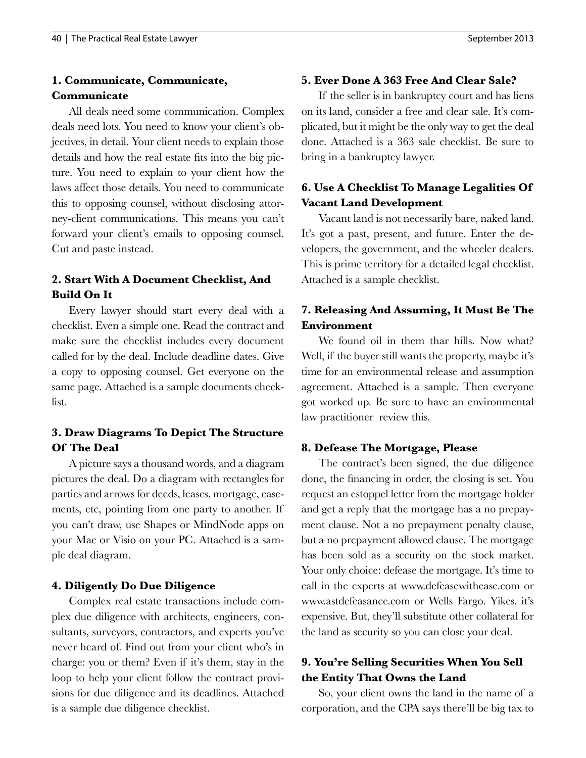### 1. Communicate, Communicate, Communicate

All deals need some communication. Complex deals need lots. You need to know your client's objectives, in detail. Your client needs to explain those details and how the real estate fits into the big picture. You need to explain to your client how the laws affect those details. You need to communicate this to opposing counsel, without disclosing attorney-client communications. This means you can't forward your client's emails to opposing counsel. Cut and paste instead.

### 2. Start With A Document Checklist, And Build On It

Every lawyer should start every deal with a checklist. Even a simple one. Read the contract and make sure the checklist includes every document called for by the deal. Include deadline dates. Give a copy to opposing counsel. Get everyone on the same page. Attached is a sample documents checklist.

### 3. Draw Diagrams To Depict The Structure Of The Deal

A picture says a thousand words, and a diagram pictures the deal. Do a diagram with rectangles for parties and arrows for deeds, leases, mortgage, easements, etc, pointing from one party to another. If you can't draw, use Shapes or MindNode apps on your Mac or Visio on your PC. Attached is a sample deal diagram.

### 4. Diligently Do Due Diligence

Complex real estate transactions include complex due diligence with architects, engineers, consultants, surveyors, contractors, and experts you've never heard of. Find out from your client who's in charge: you or them? Even if it's them, stay in the loop to help your client follow the contract provisions for due diligence and its deadlines. Attached is a sample due diligence checklist.

### 5. Ever Done A 363 Free And Clear Sale?

If the seller is in bankruptcy court and has liens on its land, consider a free and clear sale. It's complicated, but it might be the only way to get the deal done. Attached is a 363 sale checklist. Be sure to bring in a bankruptcy lawyer.

### 6. Use A Checklist To Manage Legalities Of Vacant Land Development

Vacant land is not necessarily bare, naked land. It's got a past, present, and future. Enter the developers, the government, and the wheeler dealers. This is prime territory for a detailed legal checklist. Attached is a sample checklist.

### 7. Releasing And Assuming, It Must Be The Environment

We found oil in them thar hills. Now what? Well, if the buyer still wants the property, maybe it's time for an environmental release and assumption agreement. Attached is a sample. Then everyone got worked up. Be sure to have an environmental law practitioner review this.

### 8. Defease The Mortgage, Please

The contract's been signed, the due diligence done, the financing in order, the closing is set. You request an estoppel letter from the mortgage holder and get a reply that the mortgage has a no prepayment clause. Not a no prepayment penalty clause, but a no prepayment allowed clause. The mortgage has been sold as a security on the stock market. Your only choice: defease the mortgage. It's time to call in the experts at www.defeasewithease.com or www.astdefeasance.com or Wells Fargo. Yikes, it's expensive. But, they'll substitute other collateral for the land as security so you can close your deal.

### 9. You're Selling Securities When You Sell the Entity That Owns the Land

So, your client owns the land in the name of a corporation, and the CPA says there'll be big tax to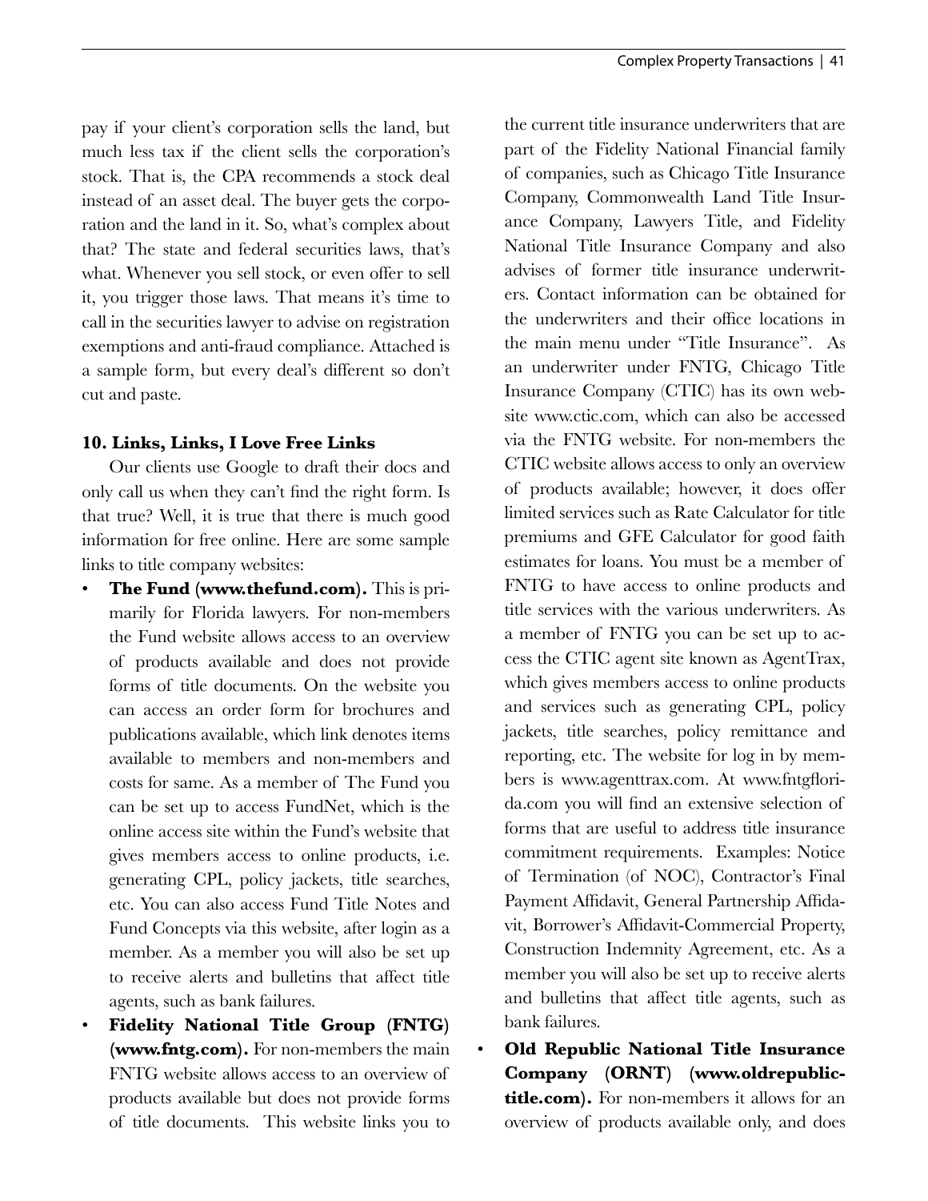pay if your client's corporation sells the land, but much less tax if the client sells the corporation's stock. That is, the CPA recommends a stock deal instead of an asset deal. The buyer gets the corporation and the land in it. So, what's complex about that? The state and federal securities laws, that's what. Whenever you sell stock, or even offer to sell it, you trigger those laws. That means it's time to call in the securities lawyer to advise on registration exemptions and anti-fraud compliance. Attached is a sample form, but every deal's different so don't cut and paste.

### 10. Links, Links, I Love Free Links

Our clients use Google to draft their docs and only call us when they can't find the right form. Is that true? Well, it is true that there is much good information for free online. Here are some sample links to title company websites:

- **The Fund (www.thefund.com).** This is primarily for Florida lawyers. For non-members the Fund website allows access to an overview of products available and does not provide forms of title documents. On the website you can access an order form for brochures and publications available, which link denotes items available to members and non-members and costs for same. As a member of The Fund you can be set up to access FundNet, which is the online access site within the Fund's website that gives members access to online products, i.e. generating CPL, policy jackets, title searches, etc. You can also access Fund Title Notes and Fund Concepts via this website, after login as a member. As a member you will also be set up to receive alerts and bulletins that affect title agents, such as bank failures.
- **Fidelity National Title Group (FNTG) (www.fntg.com).** For non-members the main FNTG website allows access to an overview of products available but does not provide forms of title documents. This website links you to the current title insurance underwriters that are part of the Fidelity National Financial family of companies, such as Chicago Title Insurance Company, Commonwealth Land Title Insurance Company, Lawyers Title, and Fidelity National Title Insurance Company and also advises of former title insurance underwriters. Contact information can be obtained for the underwriters and their office locations in the main menu under "Title Insurance". As an underwriter under FNTG, Chicago Title Insurance Company (CTIC) has its own website www.ctic.com, which can also be accessed via the FNTG website. For non-members the CTIC website allows access to only an overview of products available; however, it does offer limited services such as Rate Calculator for title premiums and GFE Calculator for good faith estimates for loans. You must be a member of FNTG to have access to online products and title services with the various underwriters. As a member of FNTG you can be set up to access the CTIC agent site known as AgentTrax, which gives members access to online products and services such as generating CPL, policy jackets, title searches, policy remittance and reporting, etc. The website for log in by members is www.agenttrax.com. At www.fntgflorida.com you will find an extensive selection of forms that are useful to address title insurance commitment requirements. Examples: Notice of Termination (of NOC), Contractor's Final Payment Affidavit, General Partnership Affidavit, Borrower's Affidavit-Commercial Property, Construction Indemnity Agreement, etc. As a member you will also be set up to receive alerts and bulletins that affect title agents, such as bank failures.
- **Old Republic National Title Insurance Company (ORNT) (www.oldrepublictitle.com).** For non-members it allows for an overview of products available only, and does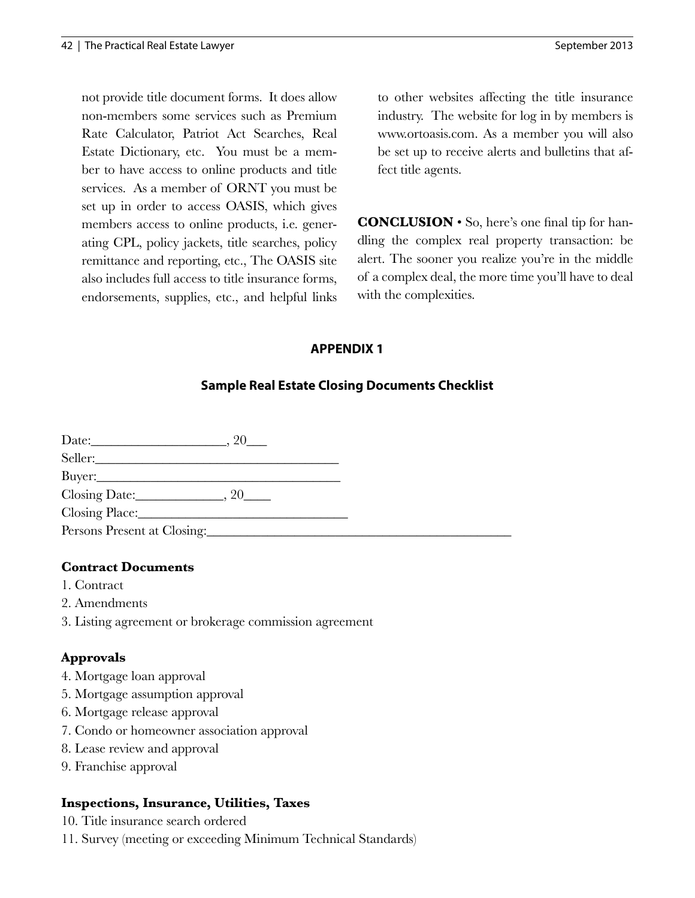not provide title document forms. It does allow non-members some services such as Premium Rate Calculator, Patriot Act Searches, Real Estate Dictionary, etc. You must be a member to have access to online products and title services. As a member of ORNT you must be set up in order to access OASIS, which gives members access to online products, i.e. generating CPL, policy jackets, title searches, policy remittance and reporting, etc., The OASIS site also includes full access to title insurance forms, endorsements, supplies, etc., and helpful links to other websites affecting the title insurance industry. The website for log in by members is www.ortoasis.com. As a member you will also be set up to receive alerts and bulletins that affect title agents.

**CONCLUSION** • So, here's one final tip for handling the complex real property transaction: be alert. The sooner you realize you're in the middle of a complex deal, the more time you'll have to deal with the complexities.

## APPENDIX 1

### Sample Real Estate Closing Documents Checklist

Date:____________________, 20___
Seller:_____________________________________
Buyer:_____________________________________
Closing Date:_____________, 20____
Closing Place:_______________________________
Persons Present at Closing:_______________________________________________

**Contract Documents**

1. Contract
2. Amendments
3. Listing agreement or brokerage commission agreement

**Approvals**

4. Mortgage loan approval
5. Mortgage assumption approval
6. Mortgage release approval
7. Condo or homeowner association approval
8. Lease review and approval
9. Franchise approval

**Inspections, Insurance, Utilities, Taxes**

10. Title insurance search ordered
11. Survey (meeting or exceeding Minimum Technical Standards)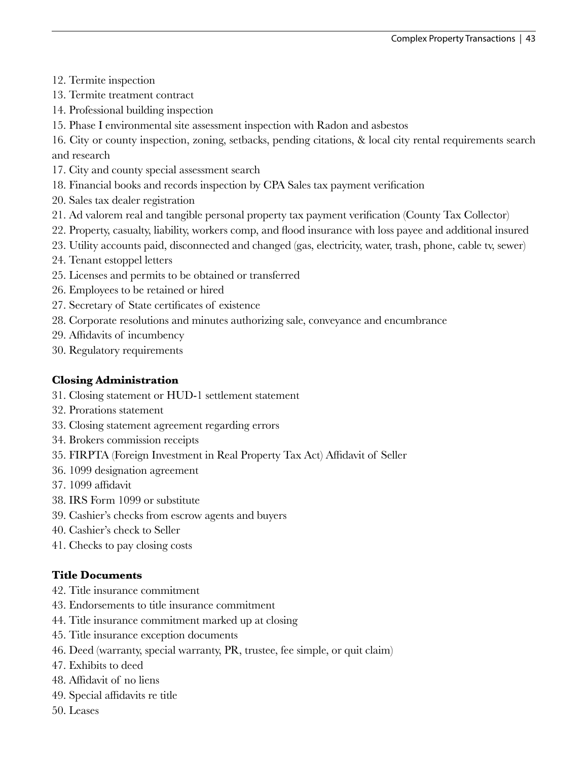12. Termite inspection
13. Termite treatment contract
14. Professional building inspection
15. Phase I environmental site assessment inspection with Radon and asbestos
16. City or county inspection, zoning, setbacks, pending citations, & local city rental requirements search and research
17. City and county special assessment search
18. Financial books and records inspection by CPA Sales tax payment verification
20. Sales tax dealer registration
21. Ad valorem real and tangible personal property tax payment verification (County Tax Collector)
22. Property, casualty, liability, workers comp, and flood insurance with loss payee and additional insured
23. Utility accounts paid, disconnected and changed (gas, electricity, water, trash, phone, cable tv, sewer)
24. Tenant estoppel letters
25. Licenses and permits to be obtained or transferred
26. Employees to be retained or hired
27. Secretary of State certificates of existence
28. Corporate resolutions and minutes authorizing sale, conveyance and encumbrance
29. Affidavits of incumbency
30. Regulatory requirements

**Closing Administration**

31. Closing statement or HUD-1 settlement statement
32. Prorations statement
33. Closing statement agreement regarding errors
34. Brokers commission receipts
35. FIRPTA (Foreign Investment in Real Property Tax Act) Affidavit of Seller
36. 1099 designation agreement
37. 1099 affidavit
38. IRS Form 1099 or substitute
39. Cashier's checks from escrow agents and buyers
40. Cashier's check to Seller
41. Checks to pay closing costs

**Title Documents**

42. Title insurance commitment
43. Endorsements to title insurance commitment
44. Title insurance commitment marked up at closing
45. Title insurance exception documents
46. Deed (warranty, special warranty, PR, trustee, fee simple, or quit claim)
47. Exhibits to deed
48. Affidavit of no liens
49. Special affidavits re title
50. Leases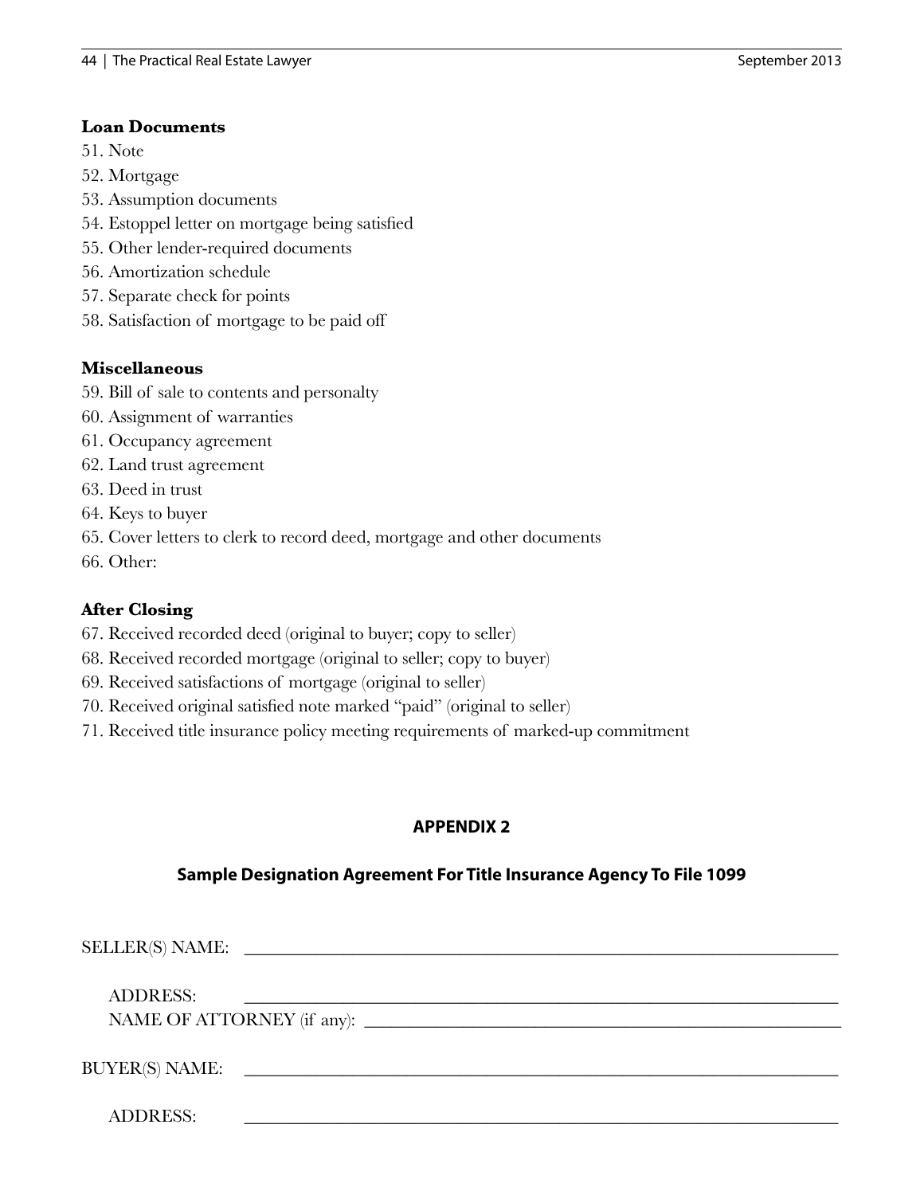**Loan Documents**

51. Note
52. Mortgage
53. Assumption documents
54. Estoppel letter on mortgage being satisfied
55. Other lender-required documents
56. Amortization schedule
57. Separate check for points
58. Satisfaction of mortgage to be paid off

**Miscellaneous**

59. Bill of sale to contents and personalty
60. Assignment of warranties
61. Occupancy agreement
62. Land trust agreement
63. Deed in trust
64. Keys to buyer
65. Cover letters to clerk to record deed, mortgage and other documents
66. Other:

**After Closing**

67. Received recorded deed (original to buyer; copy to seller)
68. Received recorded mortgage (original to seller; copy to buyer)
69. Received satisfactions of mortgage (original to seller)
70. Received original satisfied note marked "paid" (original to seller)
71. Received title insurance policy meeting requirements of marked-up commitment

## APPENDIX 2

### Sample Designation Agreement For Title Insurance Agency To File 1099

SELLER(S) NAME: ______________________________________________

ADDRESS: ______________________________________________

NAME OF ATTORNEY (if any): ______________________________________________

BUYER(S) NAME: ______________________________________________

ADDRESS: ______________________________________________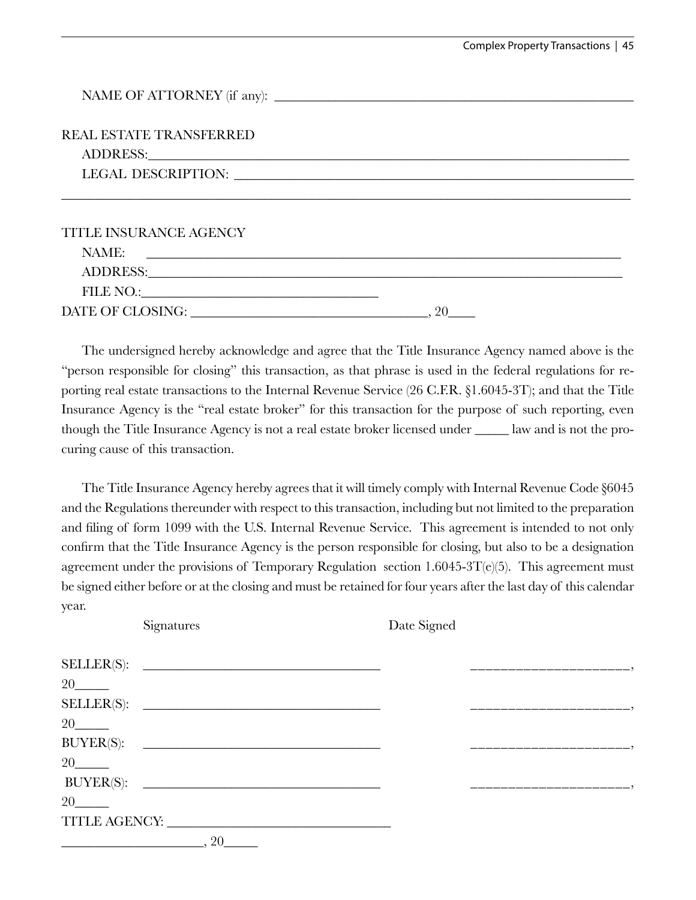NAME OF ATTORNEY (if any): ______________________________________________________

REAL ESTATE TRANSFERRED

ADDRESS:______________________________________________________________________

LEGAL DESCRIPTION: _____________________________________________________________

________________________________________________________________________________

TITLE INSURANCE AGENCY

NAME: _______________________________________________________________________

ADDRESS:_____________________________________________________________________

FILE NO.:____________________________________

DATE OF CLOSING: _____________________________________, 20____

The undersigned hereby acknowledge and agree that the Title Insurance Agency named above is the "person responsible for closing" this transaction, as that phrase is used in the federal regulations for reporting real estate transactions to the Internal Revenue Service (26 C.F.R. §1.6045-3T); and that the Title Insurance Agency is the "real estate broker" for this transaction for the purpose of such reporting, even though the Title Insurance Agency is not a real estate broker licensed under _____ law and is not the procuring cause of this transaction.

The Title Insurance Agency hereby agrees that it will timely comply with Internal Revenue Code §6045 and the Regulations thereunder with respect to this transaction, including but not limited to the preparation and filing of form 1099 with the U.S. Internal Revenue Service. This agreement is intended to not only confirm that the Title Insurance Agency is the person responsible for closing, but also to be a designation agreement under the provisions of Temporary Regulation section 1.6045-3T(e)(5). This agreement must be signed either before or at the closing and must be retained for four years after the last day of this calendar year.

Signatures Date Signed

SELLER(S): ____________________________________ _____________________, 20_____

SELLER(S): ____________________________________ _____________________, 20_____

BUYER(S): ____________________________________ _____________________, 20_____

BUYER(S): ____________________________________ _____________________, 20_____

TITLE AGENCY: ____________________________________

_____________________, 20_____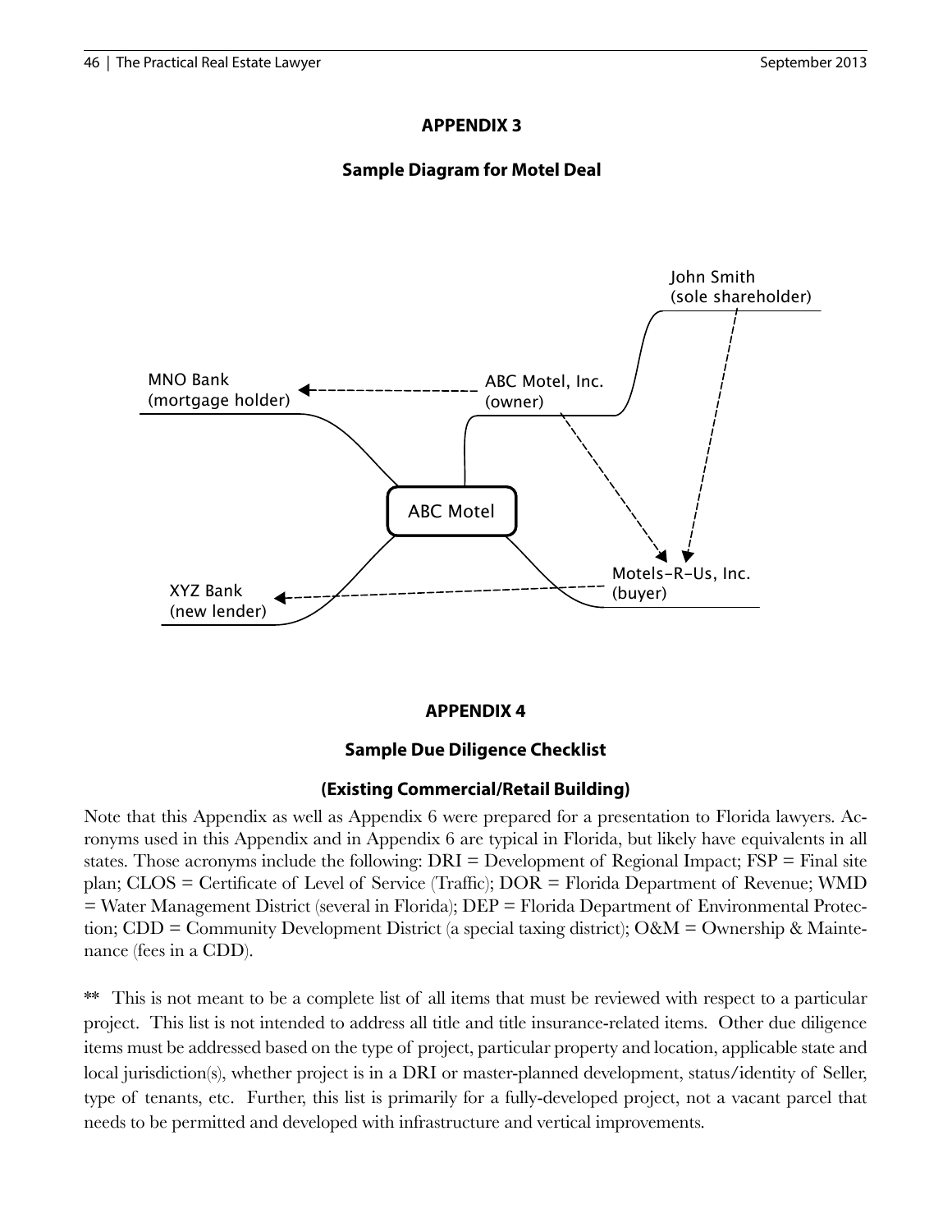## APPENDIX 3

### Sample Diagram for Motel Deal

John Smith
(sole shareholder)

MNO Bank
(mortgage holder)

ABC Motel, Inc.
(owner)

ABC Motel

Motels-R-Us, Inc.
(buyer)

XYZ Bank
(new lender)

## APPENDIX 4

### Sample Due Diligence Checklist

### (Existing Commercial/Retail Building)

Note that this Appendix as well as Appendix 6 were prepared for a presentation to Florida lawyers. Acronyms used in this Appendix and in Appendix 6 are typical in Florida, but likely have equivalents in all states. Those acronyms include the following: DRI = Development of Regional Impact; FSP = Final site plan; CLOS = Certificate of Level of Service (Traffic); DOR = Florida Department of Revenue; WMD = Water Management District (several in Florida); DEP = Florida Department of Environmental Protection; CDD = Community Development District (a special taxing district); O&M = Ownership & Maintenance (fees in a CDD).

** This is not meant to be a complete list of all items that must be reviewed with respect to a particular project. This list is not intended to address all title and title insurance-related items. Other due diligence items must be addressed based on the type of project, particular property and location, applicable state and local jurisdiction(s), whether project is in a DRI or master-planned development, status/identity of Seller, type of tenants, etc. Further, this list is primarily for a fully-developed project, not a vacant parcel that needs to be permitted and developed with infrastructure and vertical improvements.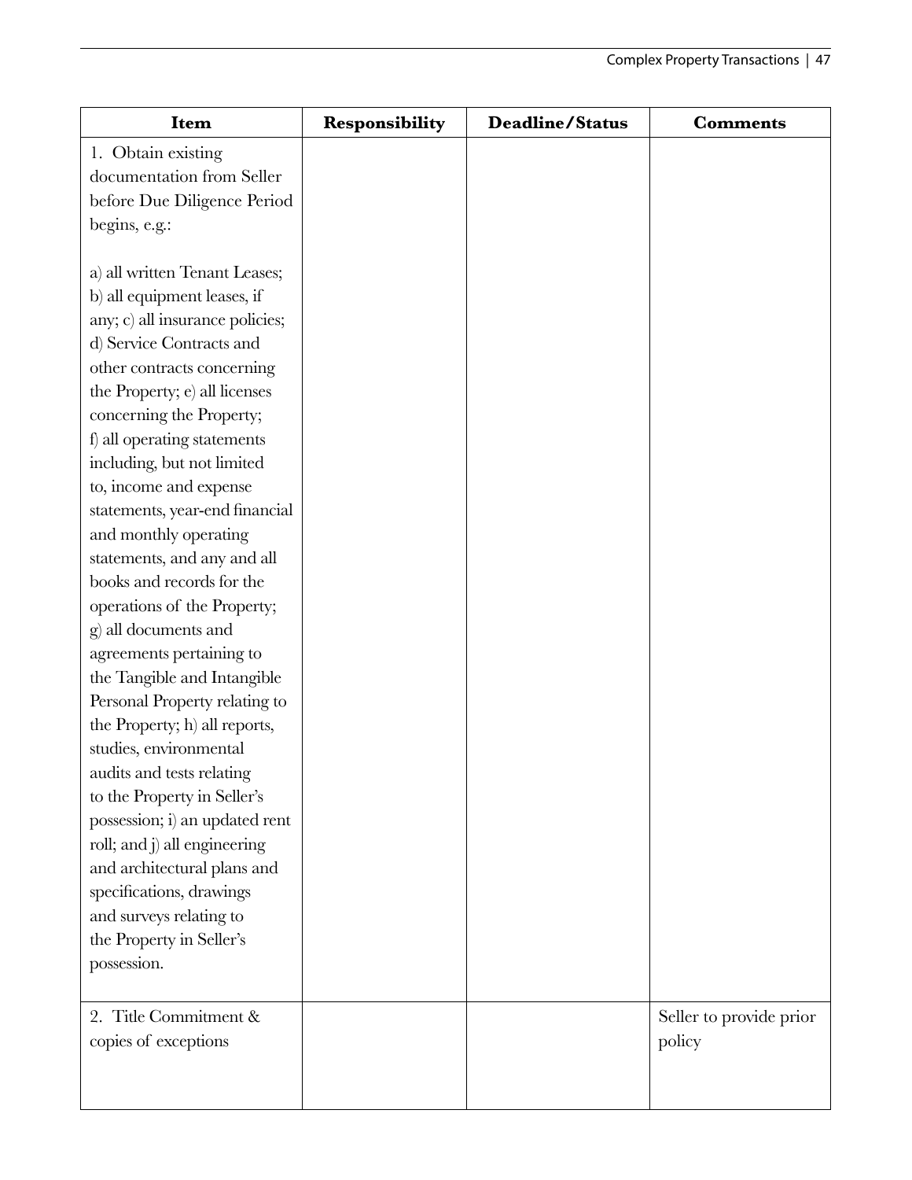| Item | Responsibility | Deadline/Status | Comments |
| --- | --- | --- | --- |
| 1. Obtain existing documentation from Seller before Due Diligence Period begins, e.g.:<br><br>a) all written Tenant Leases; b) all equipment leases, if any; c) all insurance policies; d) Service Contracts and other contracts concerning the Property; e) all licenses concerning the Property; f) all operating statements including, but not limited to, income and expense statements, year-end financial and monthly operating statements, and any and all books and records for the operations of the Property; g) all documents and agreements pertaining to the Tangible and Intangible Personal Property relating to the Property; h) all reports, studies, environmental audits and tests relating to the Property in Seller's possession; i) an updated rent roll; and j) all engineering and architectural plans and specifications, drawings and surveys relating to the Property in Seller's possession. | | | |
| 2. Title Commitment & copies of exceptions | | | Seller to provide prior policy |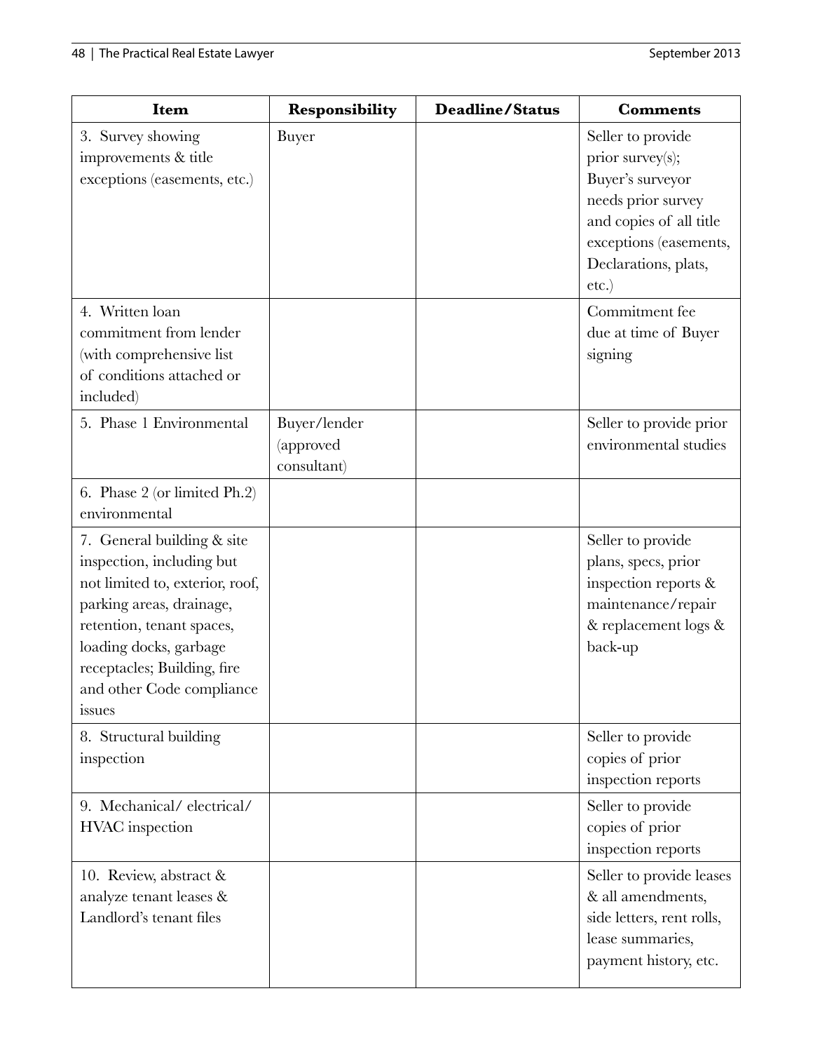| Item | Responsibility | Deadline/Status | Comments |
|---|---|---|---|
| 3. Survey showing improvements & title exceptions (easements, etc.) | Buyer | | Seller to provide prior survey(s); Buyer's surveyor needs prior survey and copies of all title exceptions (easements, Declarations, plats, etc.) |
| 4. Written loan commitment from lender (with comprehensive list of conditions attached or included) | | | Commitment fee due at time of Buyer signing |
| 5. Phase 1 Environmental | Buyer/lender (approved consultant) | | Seller to provide prior environmental studies |
| 6. Phase 2 (or limited Ph.2) environmental | | | |
| 7. General building & site inspection, including but not limited to, exterior, roof, parking areas, drainage, retention, tenant spaces, loading docks, garbage receptacles; Building, fire and other Code compliance issues | | | Seller to provide plans, specs, prior inspection reports & maintenance/repair & replacement logs & back-up |
| 8. Structural building inspection | | | Seller to provide copies of prior inspection reports |
| 9. Mechanical/ electrical/ HVAC inspection | | | Seller to provide copies of prior inspection reports |
| 10. Review, abstract & analyze tenant leases & Landlord's tenant files | | | Seller to provide leases & all amendments, side letters, rent rolls, lease summaries, payment history, etc. |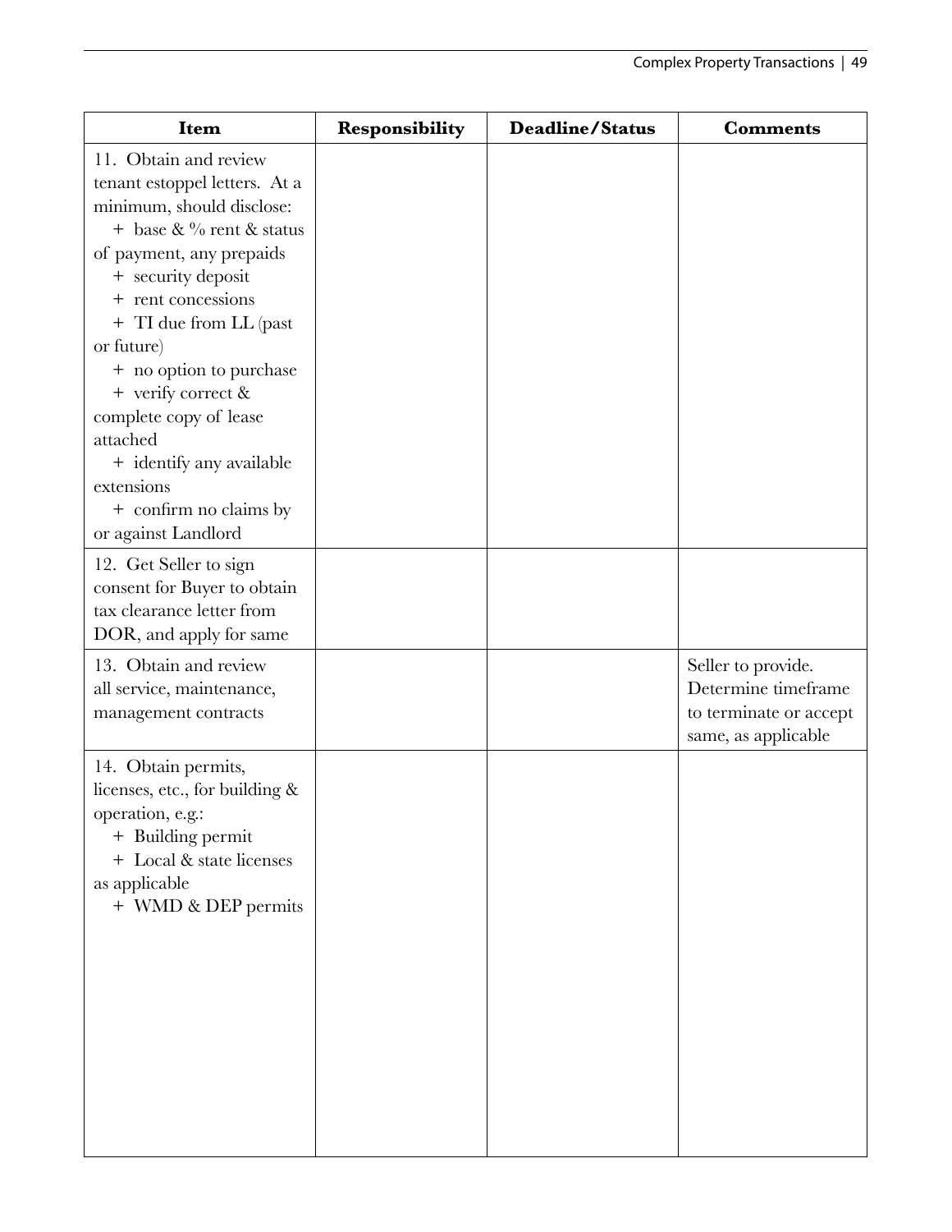| Item | Responsibility | Deadline/Status | Comments |
|---|---|---|---|
| 11. Obtain and review tenant estoppel letters. At a minimum, should disclose:<br>+ base & % rent & status of payment, any prepaids<br>+ security deposit<br>+ rent concessions<br>+ TI due from LL (past or future)<br>+ no option to purchase<br>+ verify correct & complete copy of lease attached<br>+ identify any available extensions<br>+ confirm no claims by or against Landlord | | | |
| 12. Get Seller to sign consent for Buyer to obtain tax clearance letter from DOR, and apply for same | | | |
| 13. Obtain and review all service, maintenance, management contracts | | | Seller to provide. Determine timeframe to terminate or accept same, as applicable |
| 14. Obtain permits, licenses, etc., for building & operation, e.g.:<br>+ Building permit<br>+ Local & state licenses as applicable<br>+ WMD & DEP permits | | | |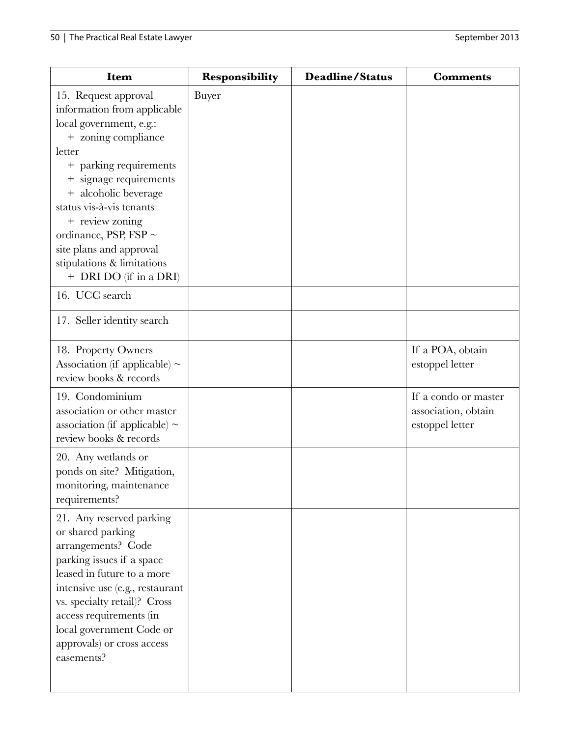| Item | Responsibility | Deadline/Status | Comments |
|---|---|---|---|
| 15. Request approval information from applicable local government, e.g.:<br>+ zoning compliance letter<br>+ parking requirements<br>+ signage requirements<br>+ alcoholic beverage status vis-à-vis tenants<br>+ review zoning ordinance, PSP, FSP ~ site plans and approval stipulations & limitations<br>+ DRI DO (if in a DRI) | Buyer | | |
| 16. UCC search | | | |
| 17. Seller identity search | | | |
| 18. Property Owners Association (if applicable) ~ review books & records | | | If a POA, obtain estoppel letter |
| 19. Condominium association or other master association (if applicable) ~ review books & records | | | If a condo or master association, obtain estoppel letter |
| 20. Any wetlands or ponds on site? Mitigation, monitoring, maintenance requirements? | | | |
| 21. Any reserved parking or shared parking arrangements? Code parking issues if a space leased in future to a more intensive use (e.g., restaurant vs. specialty retail)? Cross access requirements (in local government Code or approvals) or cross access easements? | | | |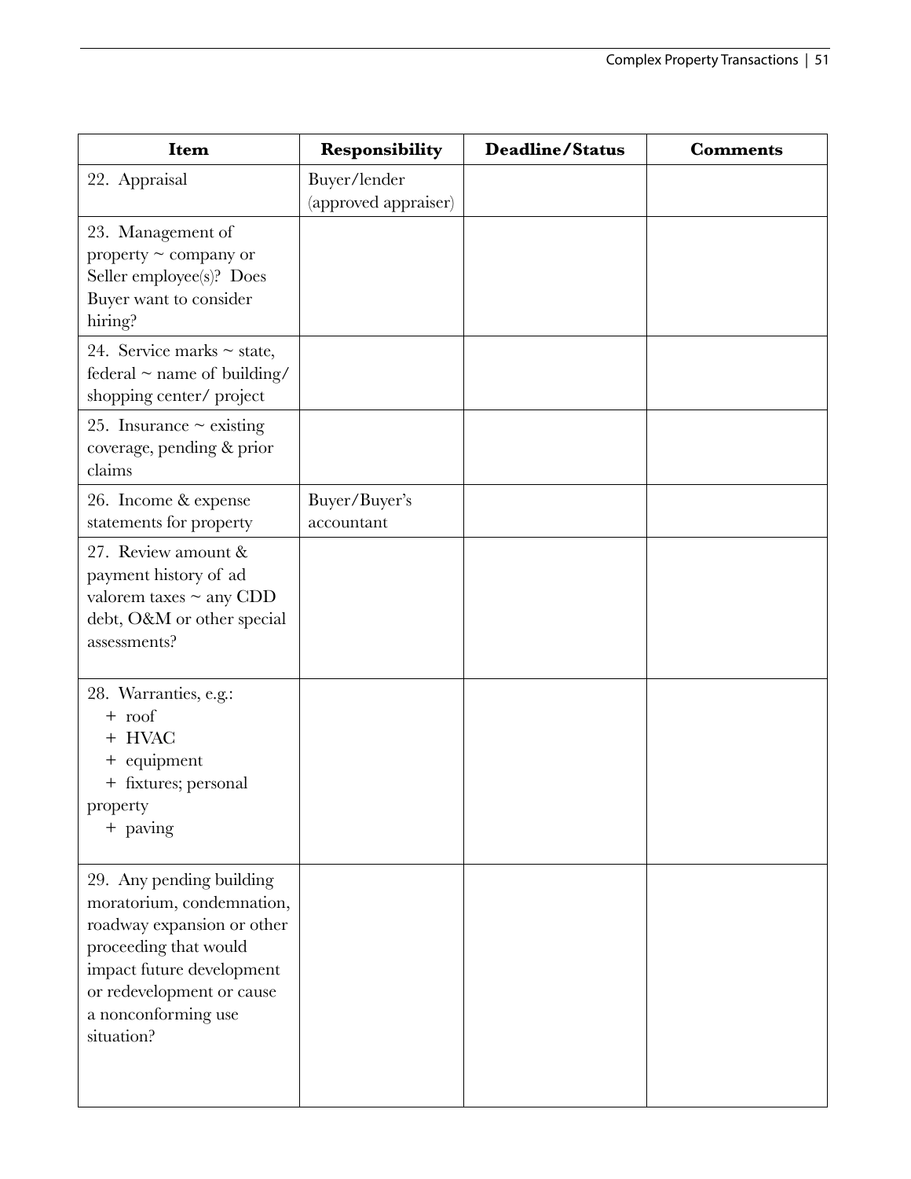| Item | Responsibility | Deadline/Status | Comments |
| --- | --- | --- | --- |
| 22. Appraisal | Buyer/lender (approved appraiser) | | |
| 23. Management of property ~ company or Seller employee(s)? Does Buyer want to consider hiring? | | | |
| 24. Service marks ~ state, federal ~ name of building/ shopping center/ project | | | |
| 25. Insurance ~ existing coverage, pending & prior claims | | | |
| 26. Income & expense statements for property | Buyer/Buyer's accountant | | |
| 27. Review amount & payment history of ad valorem taxes ~ any CDD debt, O&M or other special assessments? | | | |
| 28. Warranties, e.g.:<br>+ roof<br>+ HVAC<br>+ equipment<br>+ fixtures; personal property<br>+ paving | | | |
| 29. Any pending building moratorium, condemnation, roadway expansion or other proceeding that would impact future development or redevelopment or cause a nonconforming use situation? | | | |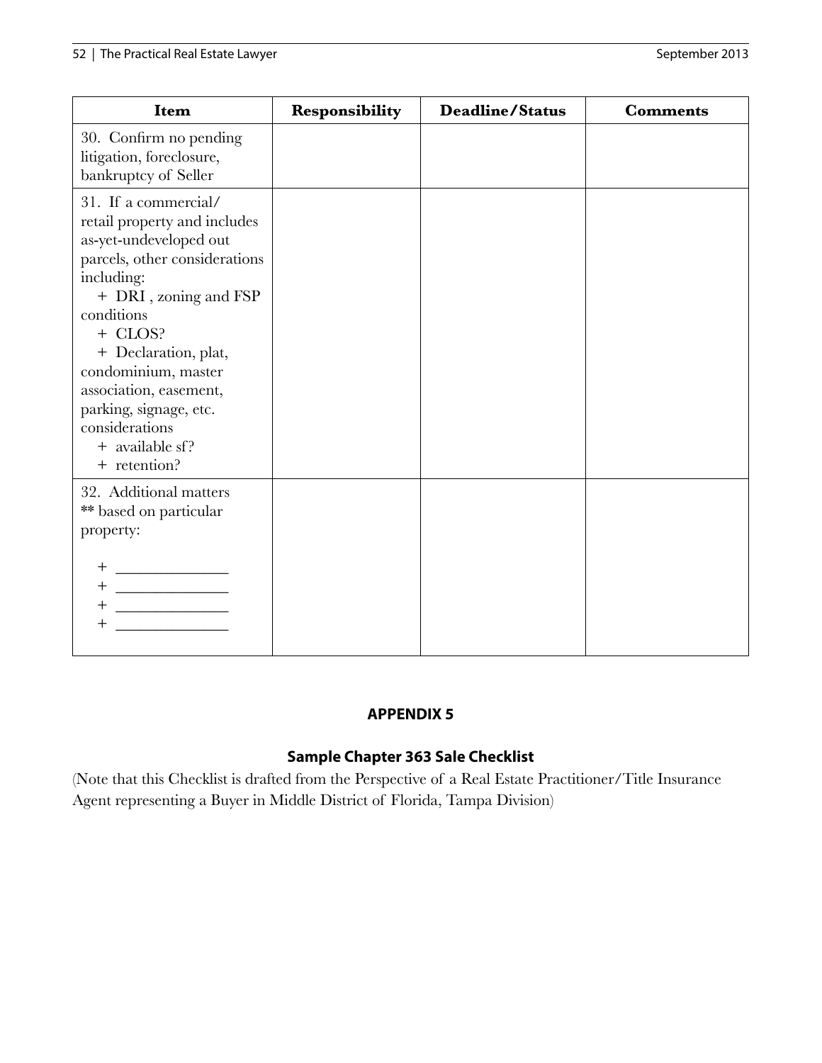| Item | Responsibility | Deadline/Status | Comments |
|---|---|---|---|
| 30. Confirm no pending litigation, foreclosure, bankruptcy of Seller | | | |
| 31. If a commercial/ retail property and includes as-yet-undeveloped out parcels, other considerations including:<br>+ DRI , zoning and FSP conditions<br>+ CLOS?<br>+ Declaration, plat, condominium, master association, easement, parking, signage, etc. considerations<br>+ available sf?<br>+ retention? | | | |
| 32. Additional matters ** based on particular property:<br><br>+ ______________<br>+ ______________<br>+ ______________<br>+ ______________ | | | |

## APPENDIX 5

### Sample Chapter 363 Sale Checklist

(Note that this Checklist is drafted from the Perspective of a Real Estate Practitioner/Title Insurance Agent representing a Buyer in Middle District of Florida, Tampa Division)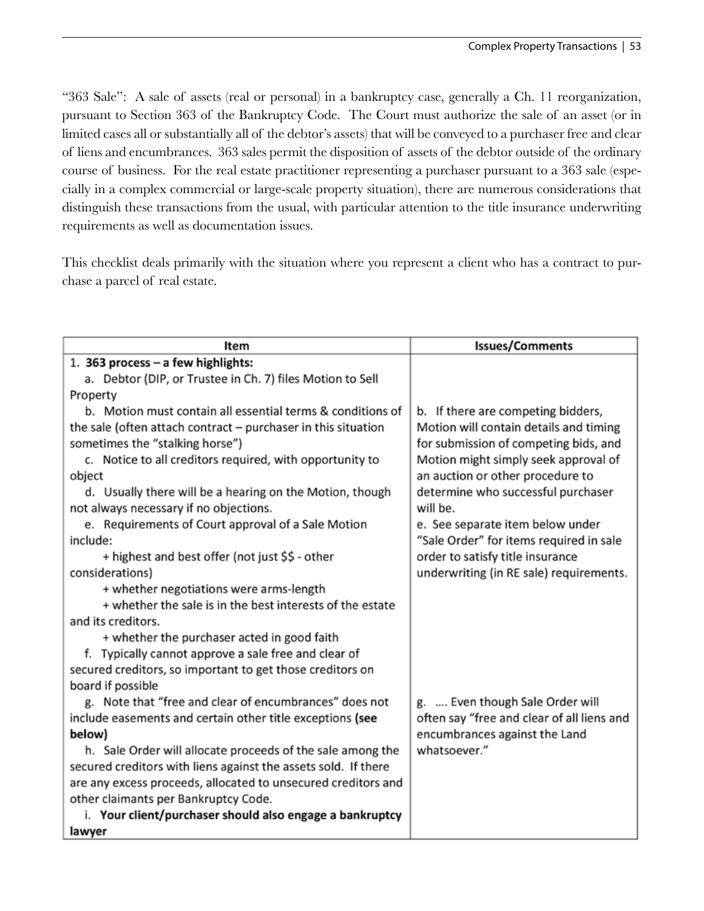"363 Sale": A sale of assets (real or personal) in a bankruptcy case, generally a Ch. 11 reorganization, pursuant to Section 363 of the Bankruptcy Code. The Court must authorize the sale of an asset (or in limited cases all or substantially all of the debtor's assets) that will be conveyed to a purchaser free and clear of liens and encumbrances. 363 sales permit the disposition of assets of the debtor outside of the ordinary course of business. For the real estate practitioner representing a purchaser pursuant to a 363 sale (especially in a complex commercial or large-scale property situation), there are numerous considerations that distinguish these transactions from the usual, with particular attention to the title insurance underwriting requirements as well as documentation issues.

This checklist deals primarily with the situation where you represent a client who has a contract to purchase a parcel of real estate.

| Item | Issues/Comments |
|---|---|
| 1. **363 process – a few highlights:** | |
| a. Debtor (DIP, or Trustee in Ch. 7) files Motion to Sell Property | |
| b. Motion must contain all essential terms & conditions of the sale (often attach contract – purchaser in this situation sometimes the "stalking horse") | b. If there are competing bidders, Motion will contain details and timing for submission of competing bids, and Motion might simply seek approval of an auction or other procedure to determine who successful purchaser will be. |
| c. Notice to all creditors required, with opportunity to object | |
| d. Usually there will be a hearing on the Motion, though not always necessary if no objections. | |
| e. Requirements of Court approval of a Sale Motion include:<br>+ highest and best offer (not just $$ - other considerations)<br>+ whether negotiations were arms-length<br>+ whether the sale is in the best interests of the estate and its creditors.<br>+ whether the purchaser acted in good faith | e. See separate item below under "Sale Order" for items required in sale order to satisfy title insurance underwriting (in RE sale) requirements. |
| f. Typically cannot approve a sale free and clear of secured creditors, so important to get those creditors on board if possible | |
| g. Note that "free and clear of encumbrances" does not include easements and certain other title exceptions **(see below)** | g. .... Even though Sale Order will often say "free and clear of all liens and encumbrances against the Land whatsoever." |
| h. Sale Order will allocate proceeds of the sale among the secured creditors with liens against the assets sold. If there are any excess proceeds, allocated to unsecured creditors and other claimants per Bankruptcy Code. | |
| i. **Your client/purchaser should also engage a bankruptcy lawyer** | |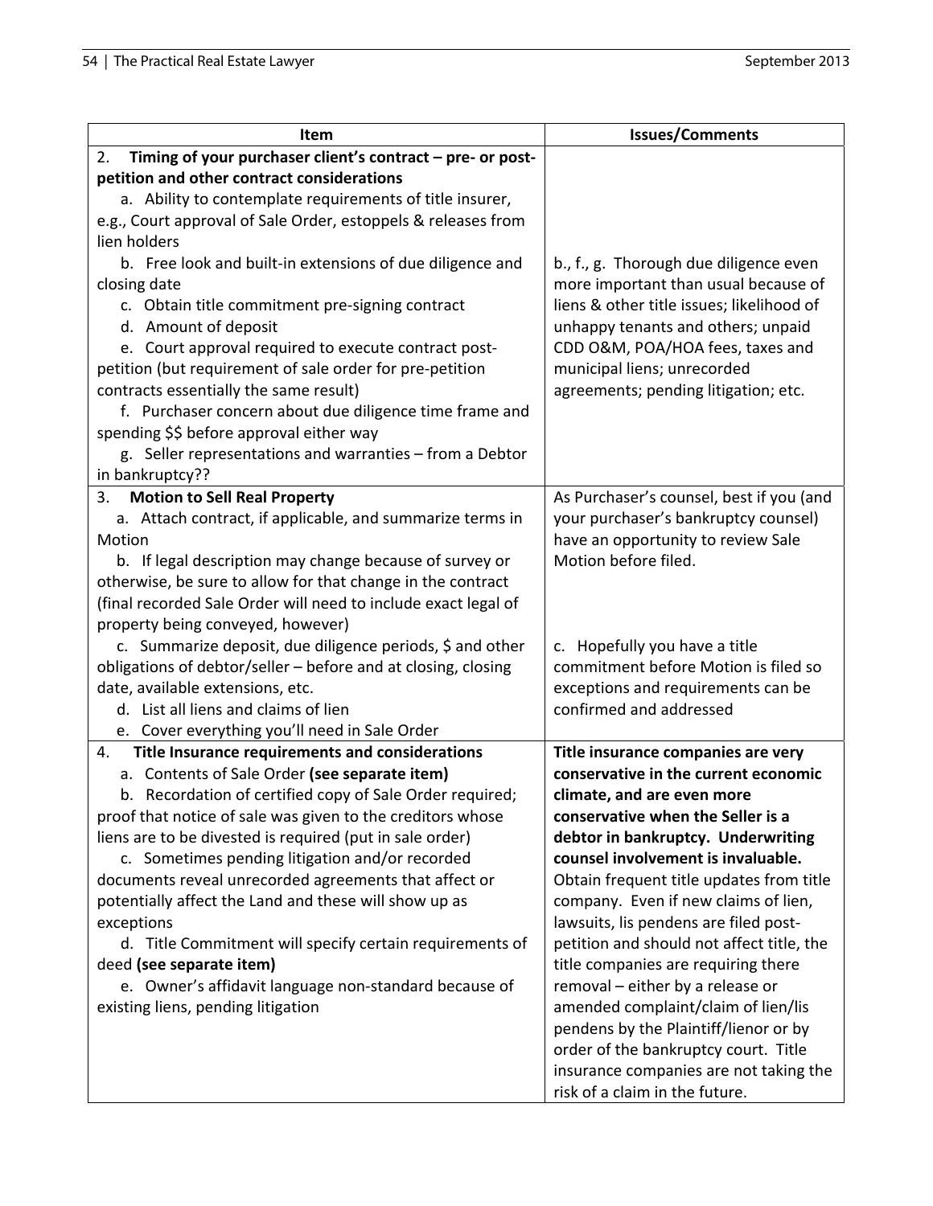| Item | Issues/Comments |
| --- | --- |
| 2. **Timing of your purchaser client's contract – pre- or post-petition and other contract considerations**<br>a. Ability to contemplate requirements of title insurer, e.g., Court approval of Sale Order, estoppels & releases from lien holders<br>b. Free look and built-in extensions of due diligence and closing date<br>c. Obtain title commitment pre-signing contract<br>d. Amount of deposit<br>e. Court approval required to execute contract post-petition (but requirement of sale order for pre-petition contracts essentially the same result)<br>f. Purchaser concern about due diligence time frame and spending $$ before approval either way<br>g. Seller representations and warranties – from a Debtor in bankruptcy?? | b., f., g. Thorough due diligence even more important than usual because of liens & other title issues; likelihood of unhappy tenants and others; unpaid CDD O&M, POA/HOA fees, taxes and municipal liens; unrecorded agreements; pending litigation; etc. |
| 3. **Motion to Sell Real Property**<br>a. Attach contract, if applicable, and summarize terms in Motion<br>b. If legal description may change because of survey or otherwise, be sure to allow for that change in the contract (final recorded Sale Order will need to include exact legal of property being conveyed, however)<br>c. Summarize deposit, due diligence periods, $ and other obligations of debtor/seller – before and at closing, closing date, available extensions, etc.<br>d. List all liens and claims of lien<br>e. Cover everything you'll need in Sale Order | As Purchaser's counsel, best if you (and your purchaser's bankruptcy counsel) have an opportunity to review Sale Motion before filed.<br><br>c. Hopefully you have a title commitment before Motion is filed so exceptions and requirements can be confirmed and addressed |
| 4. **Title Insurance requirements and considerations**<br>a. Contents of Sale Order **(see separate item)**<br>b. Recordation of certified copy of Sale Order required; proof that notice of sale was given to the creditors whose liens are to be divested is required (put in sale order)<br>c. Sometimes pending litigation and/or recorded documents reveal unrecorded agreements that affect or potentially affect the Land and these will show up as exceptions<br>d. Title Commitment will specify certain requirements of deed **(see separate item)**<br>e. Owner's affidavit language non-standard because of existing liens, pending litigation | **Title insurance companies are very conservative in the current economic climate, and are even more conservative when the Seller is a debtor in bankruptcy. Underwriting counsel involvement is invaluable.** Obtain frequent title updates from title company. Even if new claims of lien, lawsuits, lis pendens are filed post-petition and should not affect title, the title companies are requiring there removal – either by a release or amended complaint/claim of lien/lis pendens by the Plaintiff/lienor or by order of the bankruptcy court. Title insurance companies are not taking the risk of a claim in the future. |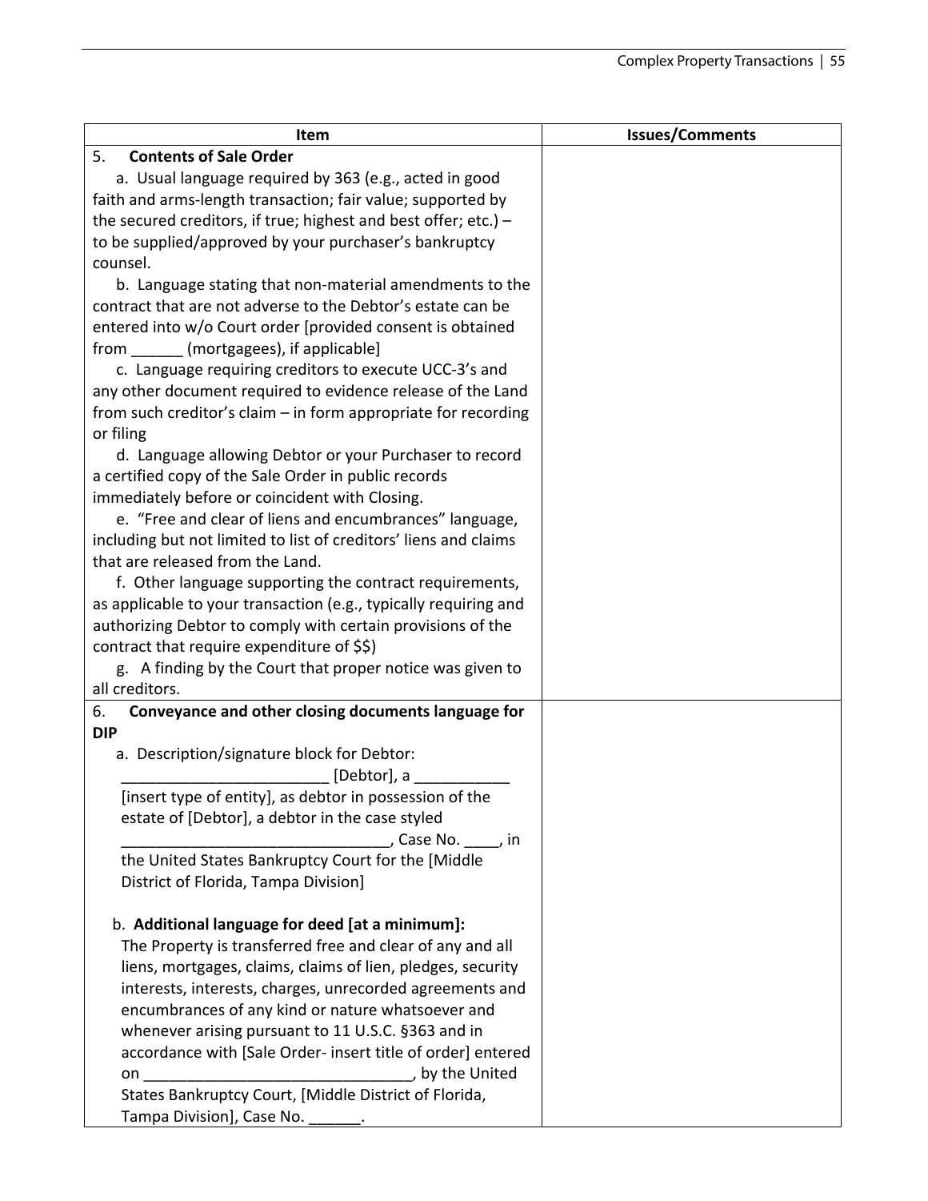| Item | Issues/Comments |
|---|---|
| 5. **Contents of Sale Order**<br>a. Usual language required by 363 (e.g., acted in good faith and arms-length transaction; fair value; supported by the secured creditors, if true; highest and best offer; etc.) – to be supplied/approved by your purchaser's bankruptcy counsel.<br>b. Language stating that non-material amendments to the contract that are not adverse to the Debtor's estate can be entered into w/o Court order [provided consent is obtained from ______ (mortgagees), if applicable]<br>c. Language requiring creditors to execute UCC-3's and any other document required to evidence release of the Land from such creditor's claim – in form appropriate for recording or filing<br>d. Language allowing Debtor or your Purchaser to record a certified copy of the Sale Order in public records immediately before or coincident with Closing.<br>e. "Free and clear of liens and encumbrances" language, including but not limited to list of creditors' liens and claims that are released from the Land.<br>f. Other language supporting the contract requirements, as applicable to your transaction (e.g., typically requiring and authorizing Debtor to comply with certain provisions of the contract that require expenditure of $$)<br>g. A finding by the Court that proper notice was given to all creditors. | |
| 6. **Conveyance and other closing documents language for DIP**<br>a. Description/signature block for Debtor: ________________________ [Debtor], a ___________ [insert type of entity], as debtor in possession of the estate of [Debtor], a debtor in the case styled ______________________________, Case No. ____, in the United States Bankruptcy Court for the [Middle District of Florida, Tampa Division]<br><br>b. **Additional language for deed [at a minimum]:**<br>The Property is transferred free and clear of any and all liens, mortgages, claims, claims of lien, pledges, security interests, interests, charges, unrecorded agreements and encumbrances of any kind or nature whatsoever and whenever arising pursuant to 11 U.S.C. §363 and in accordance with [Sale Order- insert title of order] entered on _______________________________, by the United States Bankruptcy Court, [Middle District of Florida, Tampa Division], Case No. ______. | |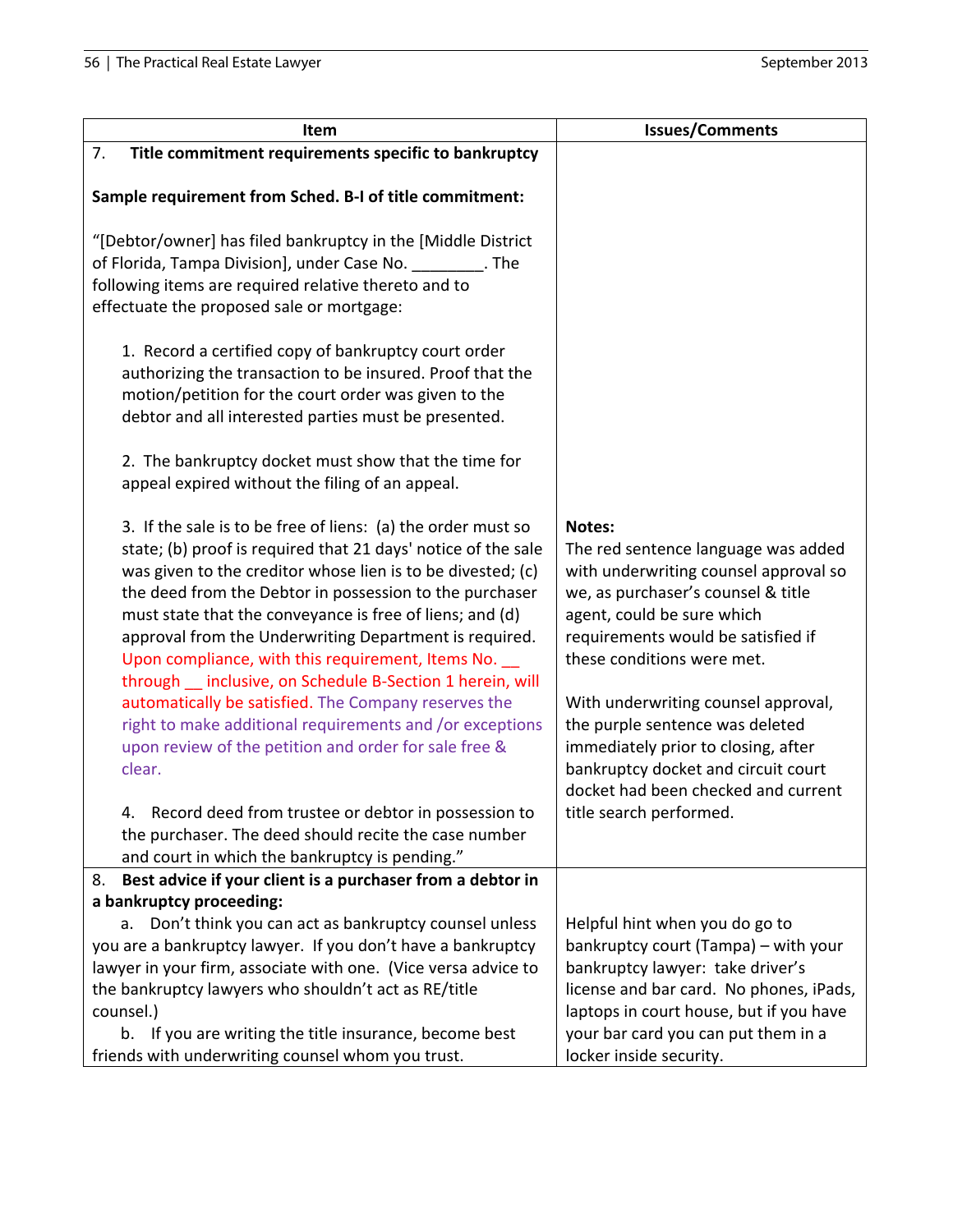| Item | Issues/Comments |
|---|---|
| 7. **Title commitment requirements specific to bankruptcy**<br><br>**Sample requirement from Sched. B-I of title commitment:**<br><br>"[Debtor/owner] has filed bankruptcy in the [Middle District of Florida, Tampa Division], under Case No. ________. The following items are required relative thereto and to effectuate the proposed sale or mortgage:<br><br>1. Record a certified copy of bankruptcy court order authorizing the transaction to be insured. Proof that the motion/petition for the court order was given to the debtor and all interested parties must be presented.<br><br>2. The bankruptcy docket must show that the time for appeal expired without the filing of an appeal.<br><br>3. If the sale is to be free of liens: (a) the order must so state; (b) proof is required that 21 days' notice of the sale was given to the creditor whose lien is to be divested; (c) the deed from the Debtor in possession to the purchaser must state that the conveyance is free of liens; and (d) approval from the Underwriting Department is required. Upon compliance, with this requirement, Items No. __ through __ inclusive, on Schedule B-Section 1 herein, will automatically be satisfied. The Company reserves the right to make additional requirements and /or exceptions upon review of the petition and order for sale free & clear.<br><br>4. Record deed from trustee or debtor in possession to the purchaser. The deed should recite the case number and court in which the bankruptcy is pending." | **Notes:**<br>The red sentence language was added with underwriting counsel approval so we, as purchaser's counsel & title agent, could be sure which requirements would be satisfied if these conditions were met.<br><br>With underwriting counsel approval, the purple sentence was deleted immediately prior to closing, after bankruptcy docket and circuit court docket had been checked and current title search performed. |
| 8. **Best advice if your client is a purchaser from a debtor in a bankruptcy proceeding:**<br>a. Don't think you can act as bankruptcy counsel unless you are a bankruptcy lawyer. If you don't have a bankruptcy lawyer in your firm, associate with one. (Vice versa advice to the bankruptcy lawyers who shouldn't act as RE/title counsel.)<br>b. If you are writing the title insurance, become best friends with underwriting counsel whom you trust. | Helpful hint when you do go to bankruptcy court (Tampa) – with your bankruptcy lawyer: take driver's license and bar card. No phones, iPads, laptops in court house, but if you have your bar card you can put them in a locker inside security. |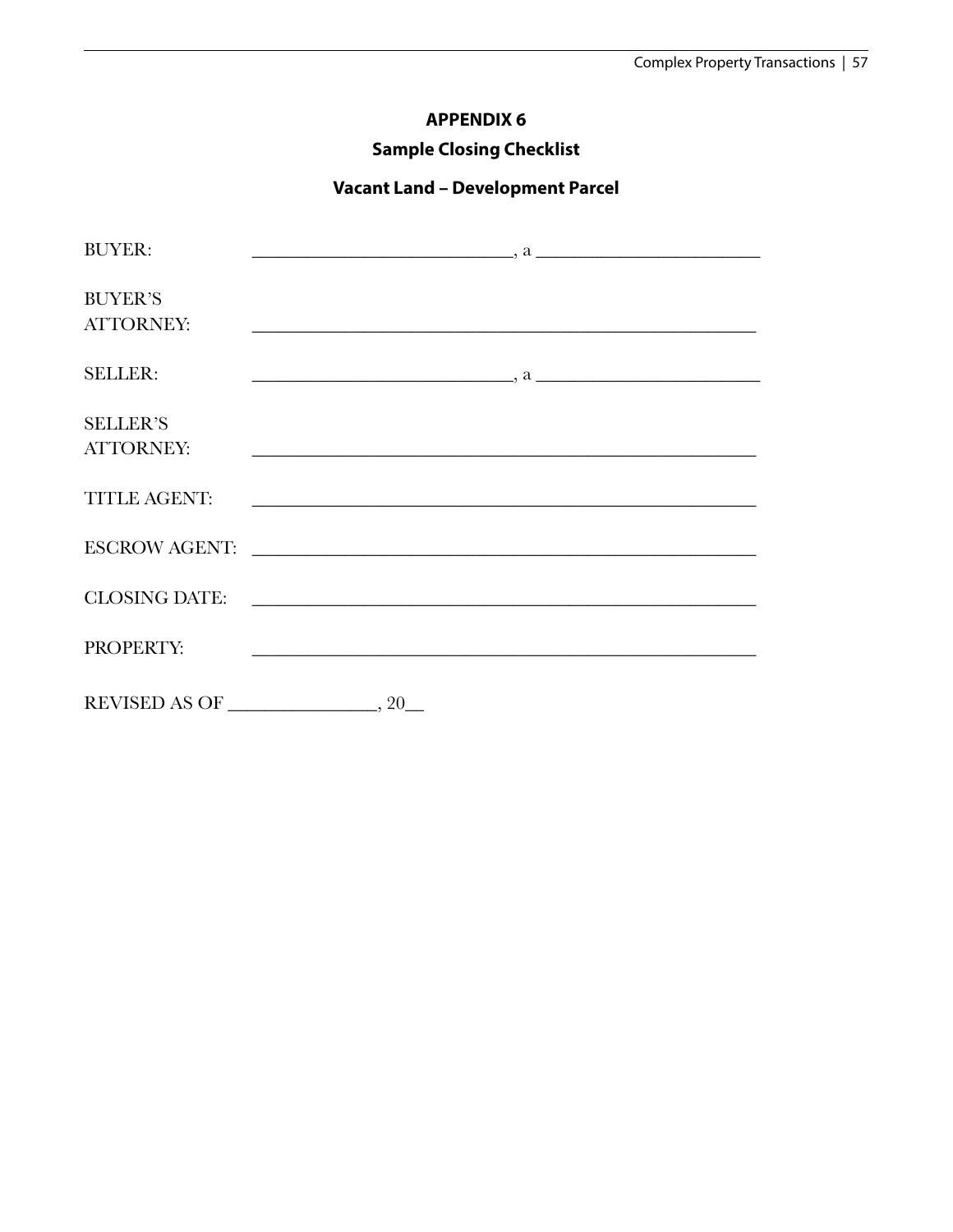## APPENDIX 6

### Sample Closing Checklist

### Vacant Land – Development Parcel

BUYER: ____________________________, a ________________________

BUYER'S ATTORNEY: ______________________________________________________

SELLER: ____________________________, a ________________________

SELLER'S ATTORNEY: ______________________________________________________

TITLE AGENT: ______________________________________________________

ESCROW AGENT: ______________________________________________________

CLOSING DATE: ______________________________________________________

PROPERTY: ______________________________________________________

REVISED AS OF ________________, 20__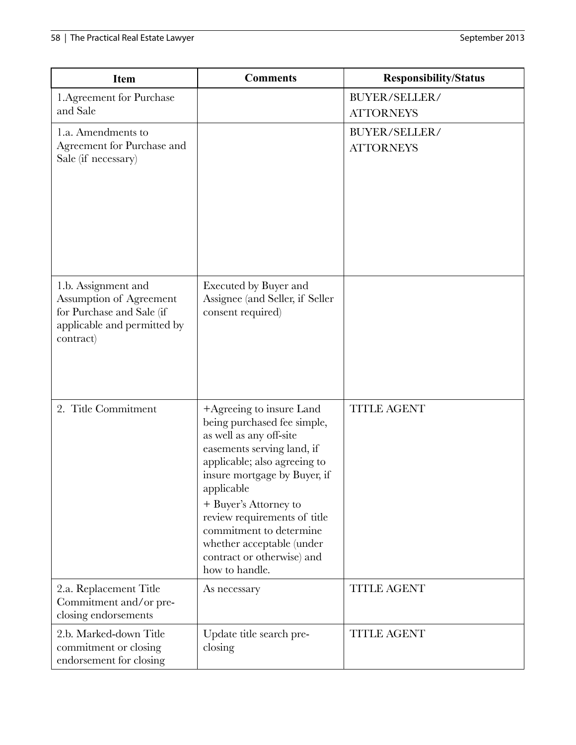| Item | Comments | Responsibility/Status |
|---|---|---|
| 1.Agreement for Purchase and Sale | | BUYER/SELLER/ ATTORNEYS |
| 1.a. Amendments to Agreement for Purchase and Sale (if necessary) | | BUYER/SELLER/ ATTORNEYS |
| 1.b. Assignment and Assumption of Agreement for Purchase and Sale (if applicable and permitted by contract) | Executed by Buyer and Assignee (and Seller, if Seller consent required) | |
| 2. Title Commitment | +Agreeing to insure Land being purchased fee simple, as well as any off-site easements serving land, if applicable; also agreeing to insure mortgage by Buyer, if applicable<br>+ Buyer's Attorney to review requirements of title commitment to determine whether acceptable (under contract or otherwise) and how to handle. | TITLE AGENT |
| 2.a. Replacement Title Commitment and/or pre-closing endorsements | As necessary | TITLE AGENT |
| 2.b. Marked-down Title commitment or closing endorsement for closing | Update title search pre-closing | TITLE AGENT |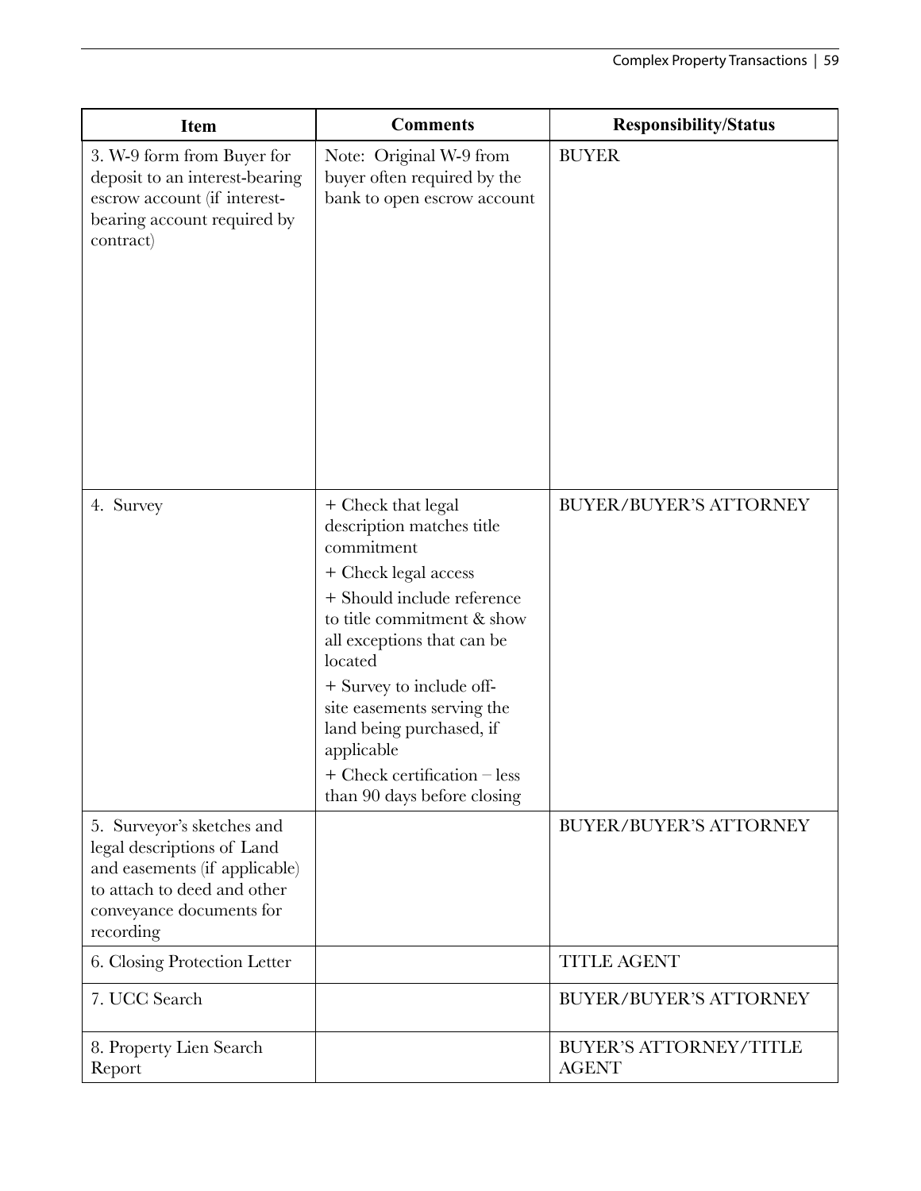| Item | Comments | Responsibility/Status |
|---|---|---|
| 3. W-9 form from Buyer for deposit to an interest-bearing escrow account (if interest-bearing account required by contract) | Note: Original W-9 from buyer often required by the bank to open escrow account | BUYER |
| 4. Survey | + Check that legal description matches title commitment<br>+ Check legal access<br>+ Should include reference to title commitment & show all exceptions that can be located<br>+ Survey to include off-site easements serving the land being purchased, if applicable<br>+ Check certification – less than 90 days before closing | BUYER/BUYER'S ATTORNEY |
| 5. Surveyor's sketches and legal descriptions of Land and easements (if applicable) to attach to deed and other conveyance documents for recording | | BUYER/BUYER'S ATTORNEY |
| 6. Closing Protection Letter | | TITLE AGENT |
| 7. UCC Search | | BUYER/BUYER'S ATTORNEY |
| 8. Property Lien Search Report | | BUYER'S ATTORNEY/TITLE AGENT |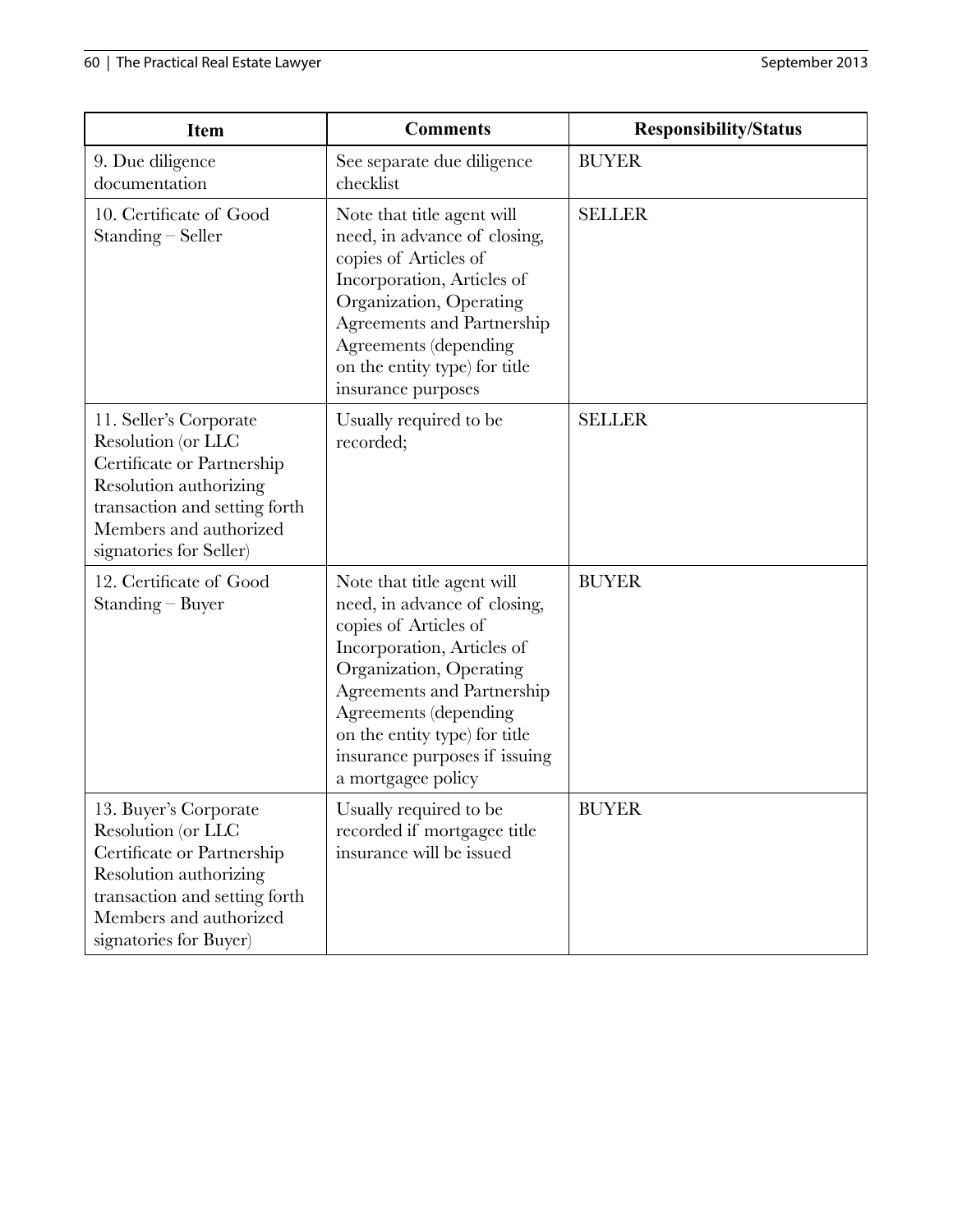| Item | Comments | Responsibility/Status |
| --- | --- | --- |
| 9. Due diligence documentation | See separate due diligence checklist | BUYER |
| 10. Certificate of Good Standing – Seller | Note that title agent will need, in advance of closing, copies of Articles of Incorporation, Articles of Organization, Operating Agreements and Partnership Agreements (depending on the entity type) for title insurance purposes | SELLER |
| 11. Seller's Corporate Resolution (or LLC Certificate or Partnership Resolution authorizing transaction and setting forth Members and authorized signatories for Seller) | Usually required to be recorded; | SELLER |
| 12. Certificate of Good Standing – Buyer | Note that title agent will need, in advance of closing, copies of Articles of Incorporation, Articles of Organization, Operating Agreements and Partnership Agreements (depending on the entity type) for title insurance purposes if issuing a mortgagee policy | BUYER |
| 13. Buyer's Corporate Resolution (or LLC Certificate or Partnership Resolution authorizing transaction and setting forth Members and authorized signatories for Buyer) | Usually required to be recorded if mortgagee title insurance will be issued | BUYER |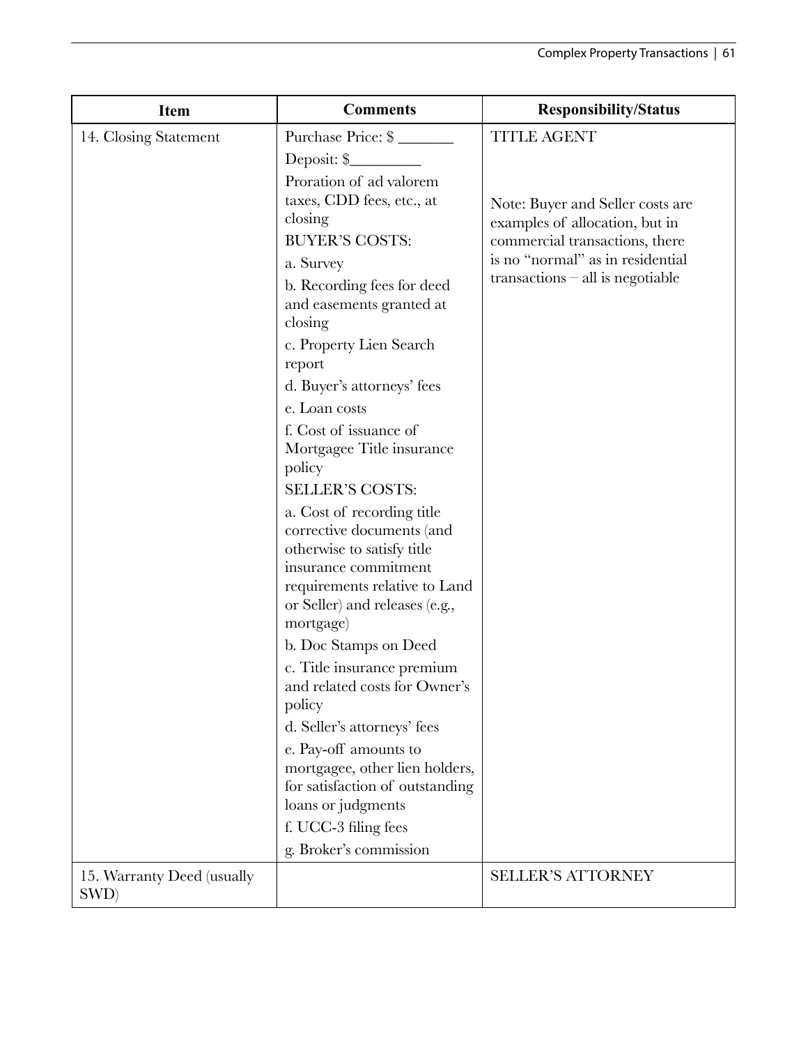| Item | Comments | Responsibility/Status |
|---|---|---|
| 14. Closing Statement | Purchase Price: $ _______<br>Deposit: $_________<br>Proration of ad valorem taxes, CDD fees, etc., at closing<br>BUYER'S COSTS:<br>a. Survey<br>b. Recording fees for deed and easements granted at closing<br>c. Property Lien Search report<br>d. Buyer's attorneys' fees<br>e. Loan costs<br>f. Cost of issuance of Mortgagee Title insurance policy<br>SELLER'S COSTS:<br>a. Cost of recording title corrective documents (and otherwise to satisfy title insurance commitment requirements relative to Land or Seller) and releases (e.g., mortgage)<br>b. Doc Stamps on Deed<br>c. Title insurance premium and related costs for Owner's policy<br>d. Seller's attorneys' fees<br>e. Pay-off amounts to mortgagee, other lien holders, for satisfaction of outstanding loans or judgments<br>f. UCC-3 filing fees<br>g. Broker's commission | TITLE AGENT<br><br>Note: Buyer and Seller costs are examples of allocation, but in commercial transactions, there is no "normal" as in residential transactions – all is negotiable |
| 15. Warranty Deed (usually SWD) | | SELLER'S ATTORNEY |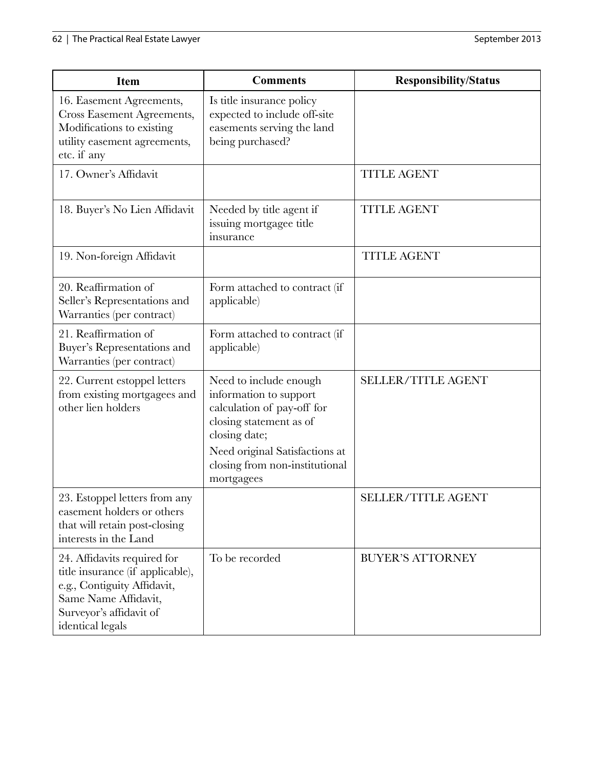| Item | Comments | Responsibility/Status |
|---|---|---|
| 16. Easement Agreements, Cross Easement Agreements, Modifications to existing utility easement agreements, etc. if any | Is title insurance policy expected to include off-site easements serving the land being purchased? | |
| 17. Owner's Affidavit | | TITLE AGENT |
| 18. Buyer's No Lien Affidavit | Needed by title agent if issuing mortgagee title insurance | TITLE AGENT |
| 19. Non-foreign Affidavit | | TITLE AGENT |
| 20. Reaffirmation of Seller's Representations and Warranties (per contract) | Form attached to contract (if applicable) | |
| 21. Reaffirmation of Buyer's Representations and Warranties (per contract) | Form attached to contract (if applicable) | |
| 22. Current estoppel letters from existing mortgagees and other lien holders | Need to include enough information to support calculation of pay-off for closing statement as of closing date;<br>Need original Satisfactions at closing from non-institutional mortgagees | SELLER/TITLE AGENT |
| 23. Estoppel letters from any easement holders or others that will retain post-closing interests in the Land | | SELLER/TITLE AGENT |
| 24. Affidavits required for title insurance (if applicable), e.g., Contiguity Affidavit, Same Name Affidavit, Surveyor's affidavit of identical legals | To be recorded | BUYER'S ATTORNEY |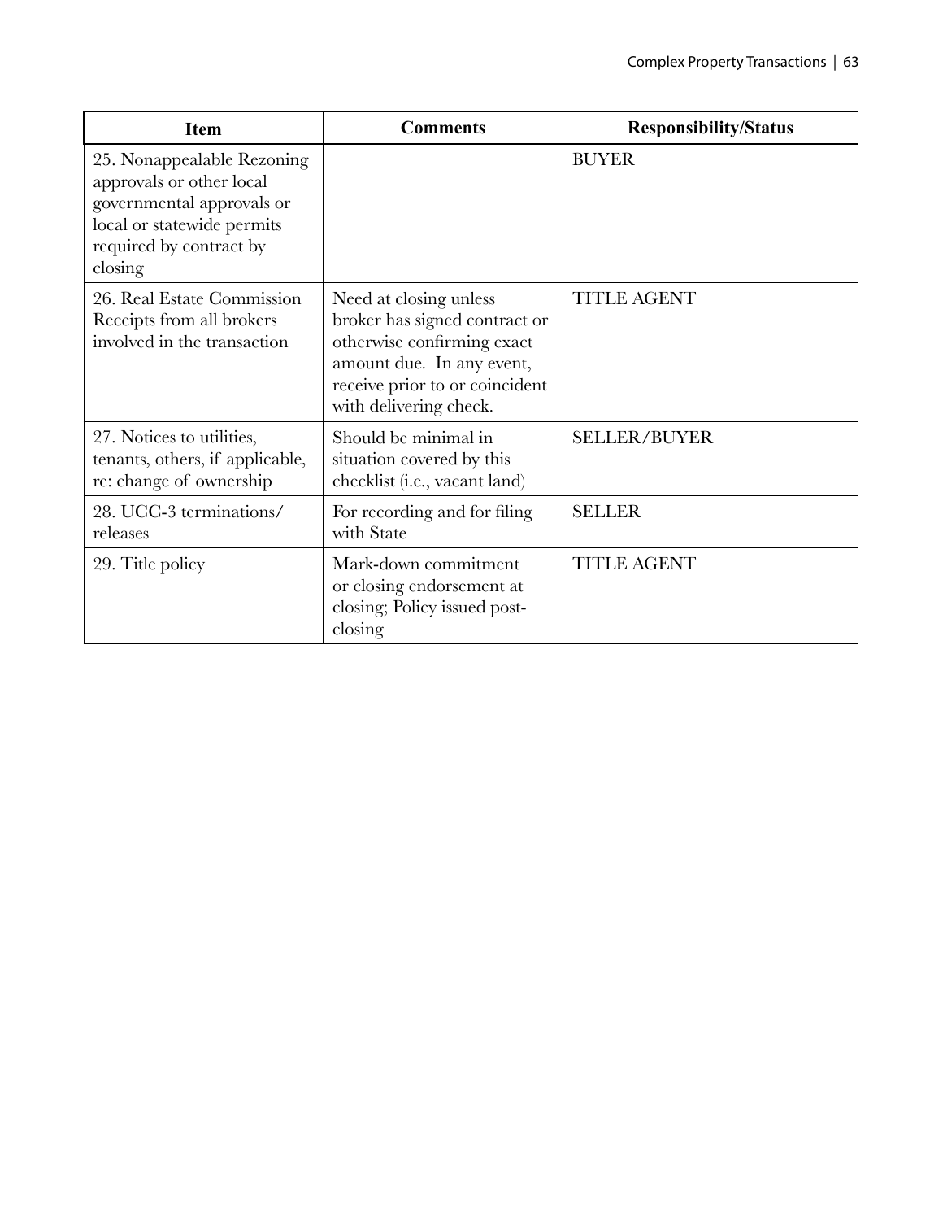| Item | Comments | Responsibility/Status |
| --- | --- | --- |
| 25. Nonappealable Rezoning approvals or other local governmental approvals or local or statewide permits required by contract by closing | | BUYER |
| 26. Real Estate Commission Receipts from all brokers involved in the transaction | Need at closing unless broker has signed contract or otherwise confirming exact amount due. In any event, receive prior to or coincident with delivering check. | TITLE AGENT |
| 27. Notices to utilities, tenants, others, if applicable, re: change of ownership | Should be minimal in situation covered by this checklist (i.e., vacant land) | SELLER/BUYER |
| 28. UCC-3 terminations/ releases | For recording and for filing with State | SELLER |
| 29. Title policy | Mark-down commitment or closing endorsement at closing; Policy issued post-closing | TITLE AGENT |